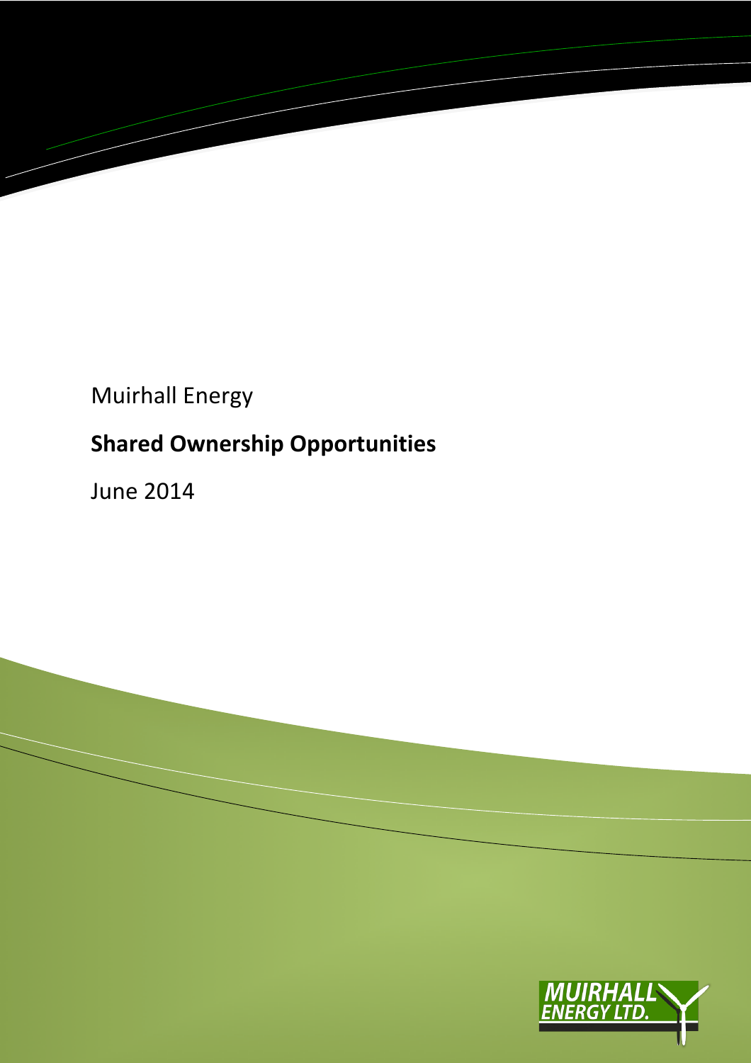Muirhall Energy

**Shared Ownership Opportunities**

June 2014

MUIRHALL ENERGY LTD.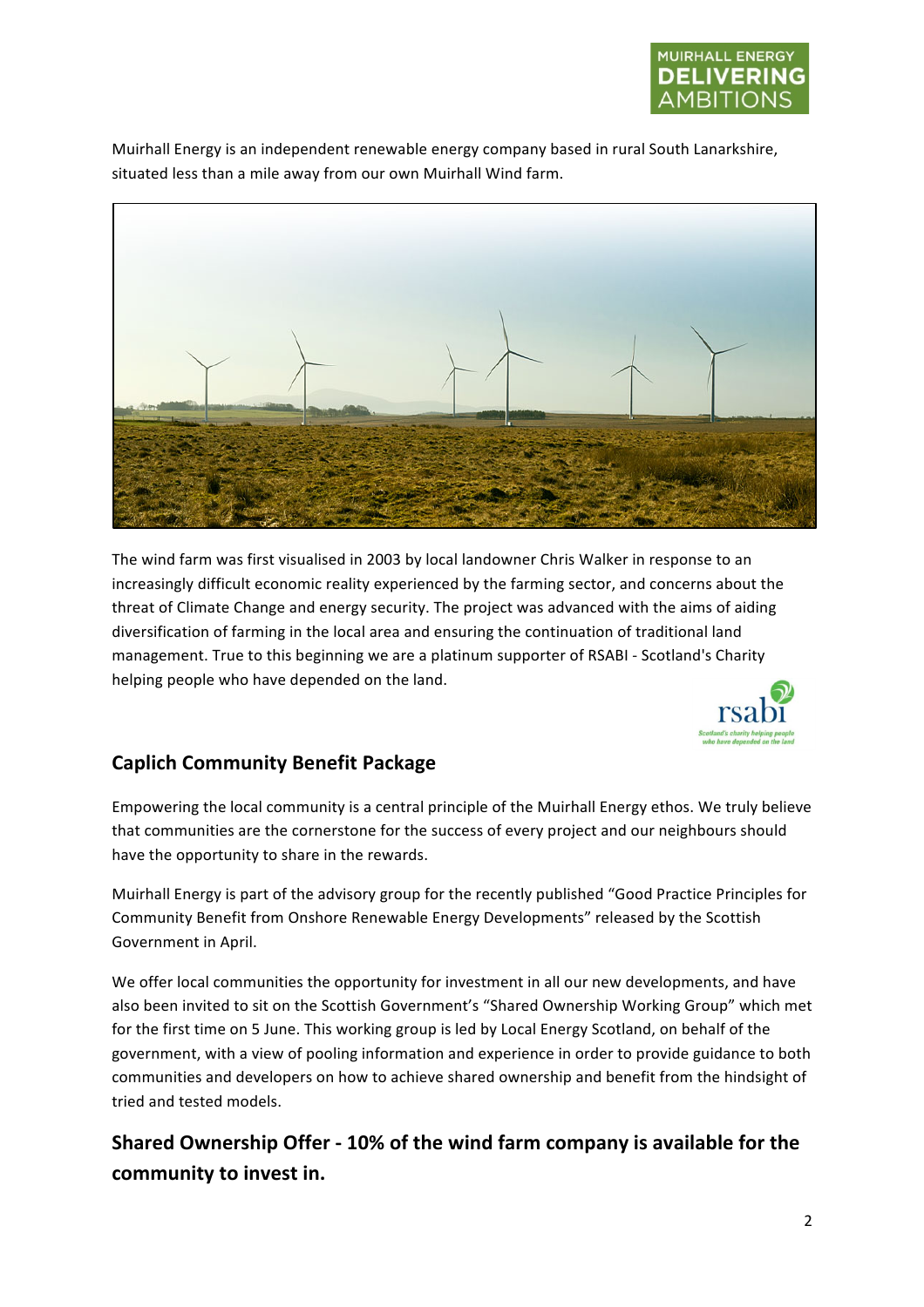Muirhall Energy is an independent renewable energy company based in rural South Lanarkshire, situated less than a mile away from our own Muirhall Wind farm.

The wind farm was first visualised in 2003 by local landowner Chris Walker in response to an increasingly difficult economic reality experienced by the farming sector, and concerns about the threat of Climate Change and energy security. The project was advanced with the aims of aiding diversification of farming in the local area and ensuring the continuation of traditional land management. True to this beginning we are a platinum supporter of RSABI - Scotland's Charity helping people who have depended on the land.

## Caplich Community Benefit Package

Empowering the local community is a central principle of the Muirhall Energy ethos. We truly believe that communities are the cornerstone for the success of every project and our neighbours should have the opportunity to share in the rewards.

Muirhall Energy is part of the advisory group for the recently published "Good Practice Principles for Community Benefit from Onshore Renewable Energy Developments" released by the Scottish Government in April.

We offer local communities the opportunity for investment in all our new developments, and have also been invited to sit on the Scottish Government's "Shared Ownership Working Group" which met for the first time on 5 June. This working group is led by Local Energy Scotland, on behalf of the government, with a view of pooling information and experience in order to provide guidance to both communities and developers on how to achieve shared ownership and benefit from the hindsight of tried and tested models.

## Shared Ownership Offer - 10% of the wind farm company is available for the community to invest in.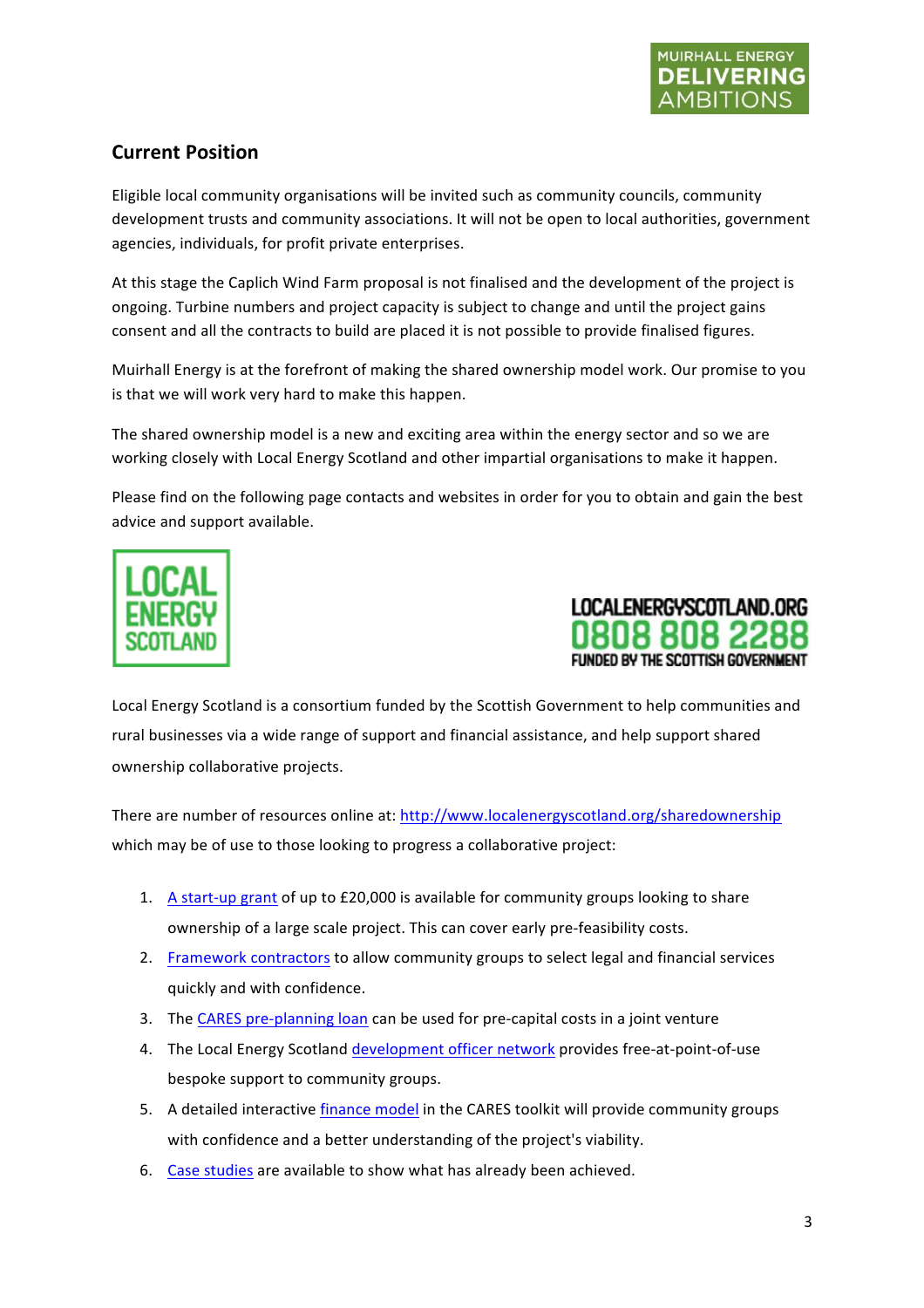## Current Position

Eligible local community organisations will be invited such as community councils, community development trusts and community associations. It will not be open to local authorities, government agencies, individuals, for profit private enterprises.

At this stage the Caplich Wind Farm proposal is not finalised and the development of the project is ongoing. Turbine numbers and project capacity is subject to change and until the project gains consent and all the contracts to build are placed it is not possible to provide finalised figures.

Muirhall Energy is at the forefront of making the shared ownership model work. Our promise to you is that we will work very hard to make this happen.

The shared ownership model is a new and exciting area within the energy sector and so we are working closely with Local Energy Scotland and other impartial organisations to make it happen.

Please find on the following page contacts and websites in order for you to obtain and gain the best advice and support available.

LOCALENERGYSCOTLAND.ORG
0808 808 2288
FUNDED BY THE SCOTTISH GOVERNMENT

Local Energy Scotland is a consortium funded by the Scottish Government to help communities and rural businesses via a wide range of support and financial assistance, and help support shared ownership collaborative projects.

There are number of resources online at: http://www.localenergyscotland.org/sharedownership which may be of use to those looking to progress a collaborative project:

1. A start-up grant of up to £20,000 is available for community groups looking to share ownership of a large scale project. This can cover early pre-feasibility costs.
2. Framework contractors to allow community groups to select legal and financial services quickly and with confidence.
3. The CARES pre-planning loan can be used for pre-capital costs in a joint venture
4. The Local Energy Scotland development officer network provides free-at-point-of-use bespoke support to community groups.
5. A detailed interactive finance model in the CARES toolkit will provide community groups with confidence and a better understanding of the project's viability.
6. Case studies are available to show what has already been achieved.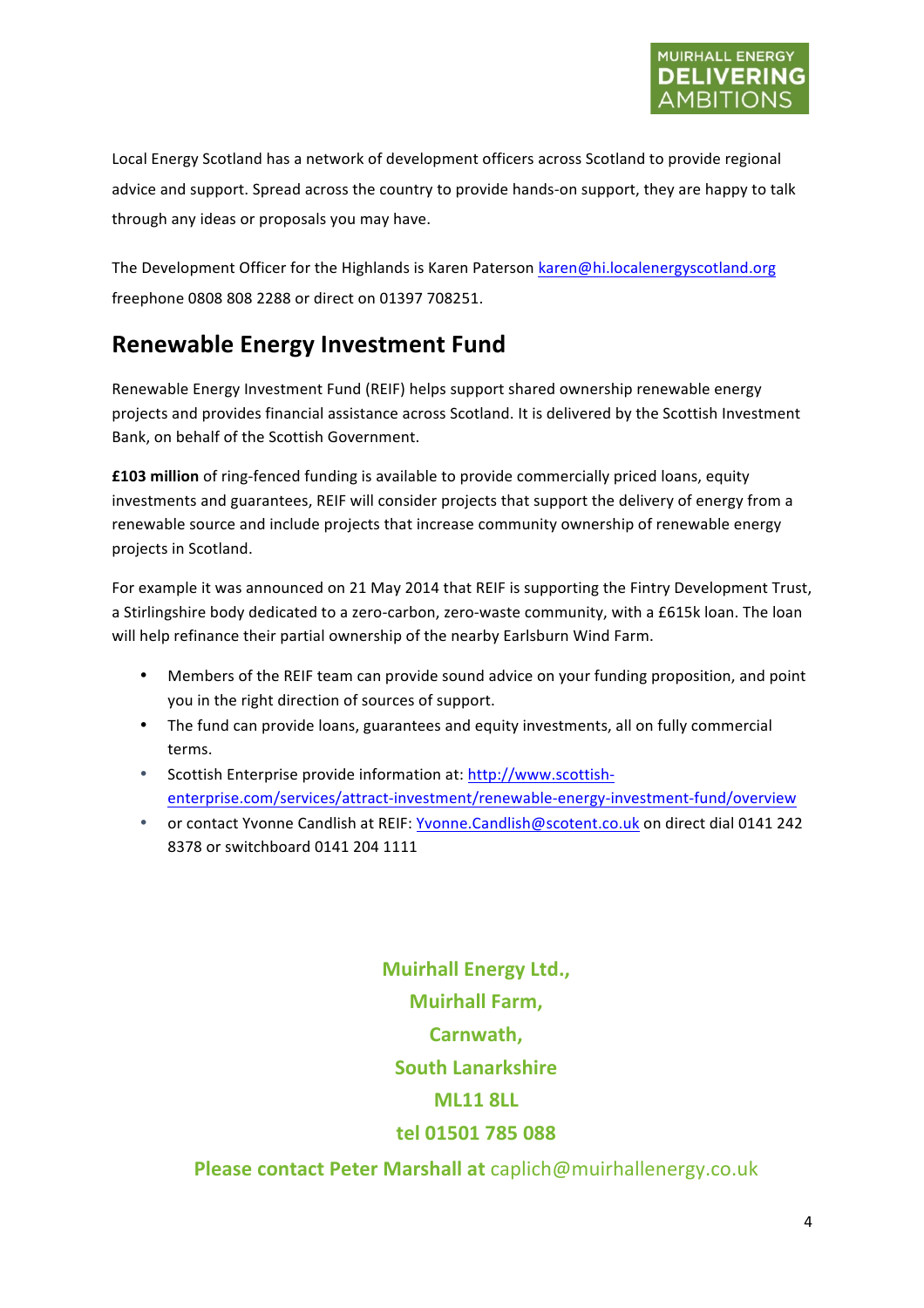Local Energy Scotland has a network of development officers across Scotland to provide regional advice and support. Spread across the country to provide hands-on support, they are happy to talk through any ideas or proposals you may have.

The Development Officer for the Highlands is Karen Paterson karen@hi.localenergyscotland.org freephone 0808 808 2288 or direct on 01397 708251.

## Renewable Energy Investment Fund

Renewable Energy Investment Fund (REIF) helps support shared ownership renewable energy projects and provides financial assistance across Scotland. It is delivered by the Scottish Investment Bank, on behalf of the Scottish Government.

**£103 million** of ring-fenced funding is available to provide commercially priced loans, equity investments and guarantees, REIF will consider projects that support the delivery of energy from a renewable source and include projects that increase community ownership of renewable energy projects in Scotland.

For example it was announced on 21 May 2014 that REIF is supporting the Fintry Development Trust, a Stirlingshire body dedicated to a zero-carbon, zero-waste community, with a £615k loan. The loan will help refinance their partial ownership of the nearby Earlsburn Wind Farm.

- Members of the REIF team can provide sound advice on your funding proposition, and point you in the right direction of sources of support.
- The fund can provide loans, guarantees and equity investments, all on fully commercial terms.
- Scottish Enterprise provide information at: http://www.scottish-enterprise.com/services/attract-investment/renewable-energy-investment-fund/overview
- or contact Yvonne Candlish at REIF: Yvonne.Candlish@scotent.co.uk on direct dial 0141 242 8378 or switchboard 0141 204 1111

**Muirhall Energy Ltd.,**
**Muirhall Farm,**
**Carnwath,**
**South Lanarkshire**
**ML11 8LL**
**tel 01501 785 088**

**Please contact Peter Marshall at** caplich@muirhallenergy.co.uk